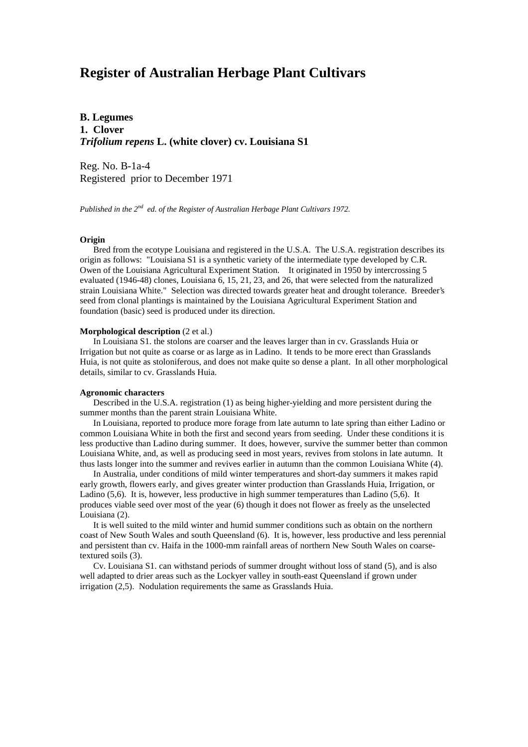# Register of Australian Herbage Plant Cultivars

**B. Legumes**
**1. Clover**
***Trifolium repens* L. (white clover) cv. Louisiana S1**

Reg. No. B-1a-4
Registered prior to December 1971

*Published in the 2nd ed. of the Register of Australian Herbage Plant Cultivars 1972.*

**Origin**

Bred from the ecotype Louisiana and registered in the U.S.A. The U.S.A. registration describes its origin as follows: "Louisiana S1 is a synthetic variety of the intermediate type developed by C.R. Owen of the Louisiana Agricultural Experiment Station. It originated in 1950 by intercrossing 5 evaluated (1946-48) clones, Louisiana 6, 15, 21, 23, and 26, that were selected from the naturalized strain Louisiana White." Selection was directed towards greater heat and drought tolerance. Breeder's seed from clonal plantings is maintained by the Louisiana Agricultural Experiment Station and foundation (basic) seed is produced under its direction.

**Morphological description** (2 et al.)

In Louisiana S1. the stolons are coarser and the leaves larger than in cv. Grasslands Huia or Irrigation but not quite as coarse or as large as in Ladino. It tends to be more erect than Grasslands Huia, is not quite as stoloniferous, and does not make quite so dense a plant. In all other morphological details, similar to cv. Grasslands Huia.

**Agronomic characters**

Described in the U.S.A. registration (1) as being higher-yielding and more persistent during the summer months than the parent strain Louisiana White.

In Louisiana, reported to produce more forage from late autumn to late spring than either Ladino or common Louisiana White in both the first and second years from seeding. Under these conditions it is less productive than Ladino during summer. It does, however, survive the summer better than common Louisiana White, and, as well as producing seed in most years, revives from stolons in late autumn. It thus lasts longer into the summer and revives earlier in autumn than the common Louisiana White (4).

In Australia, under conditions of mild winter temperatures and short-day summers it makes rapid early growth, flowers early, and gives greater winter production than Grasslands Huia, Irrigation, or Ladino (5,6). It is, however, less productive in high summer temperatures than Ladino (5,6). It produces viable seed over most of the year (6) though it does not flower as freely as the unselected Louisiana (2).

It is well suited to the mild winter and humid summer conditions such as obtain on the northern coast of New South Wales and south Queensland (6). It is, however, less productive and less perennial and persistent than cv. Haifa in the 1000-mm rainfall areas of northern New South Wales on coarse-textured soils (3).

Cv. Louisiana S1. can withstand periods of summer drought without loss of stand (5), and is also well adapted to drier areas such as the Lockyer valley in south-east Queensland if grown under irrigation (2,5). Nodulation requirements the same as Grasslands Huia.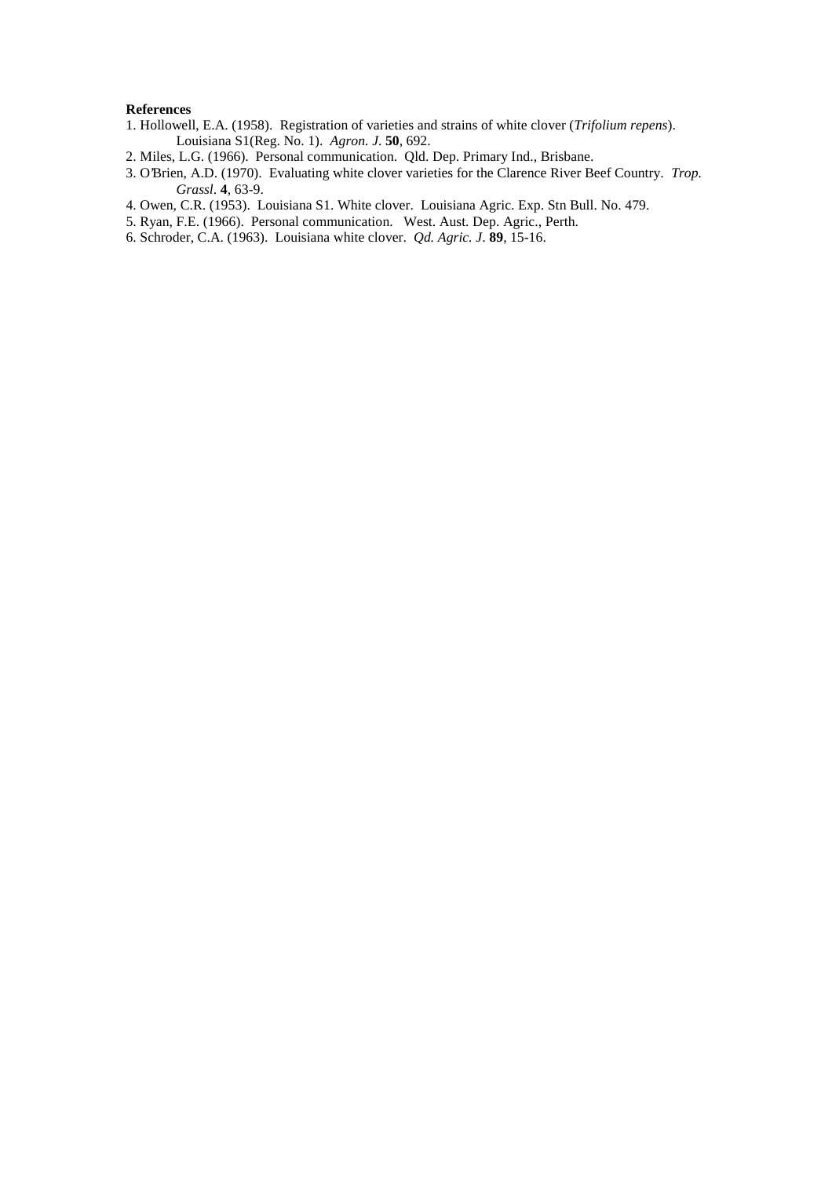**References**

1. Hollowell, E.A. (1958). Registration of varieties and strains of white clover (*Trifolium repens*). Louisiana S1(Reg. No. 1). *Agron. J*. **50**, 692.
2. Miles, L.G. (1966). Personal communication. Qld. Dep. Primary Ind., Brisbane.
3. O'Brien, A.D. (1970). Evaluating white clover varieties for the Clarence River Beef Country. *Trop. Grassl*. **4**, 63-9.
4. Owen, C.R. (1953). Louisiana S1. White clover. Louisiana Agric. Exp. Stn Bull. No. 479.
5. Ryan, F.E. (1966). Personal communication. West. Aust. Dep. Agric., Perth.
6. Schroder, C.A. (1963). Louisiana white clover. *Qd. Agric. J*. **89**, 15-16.